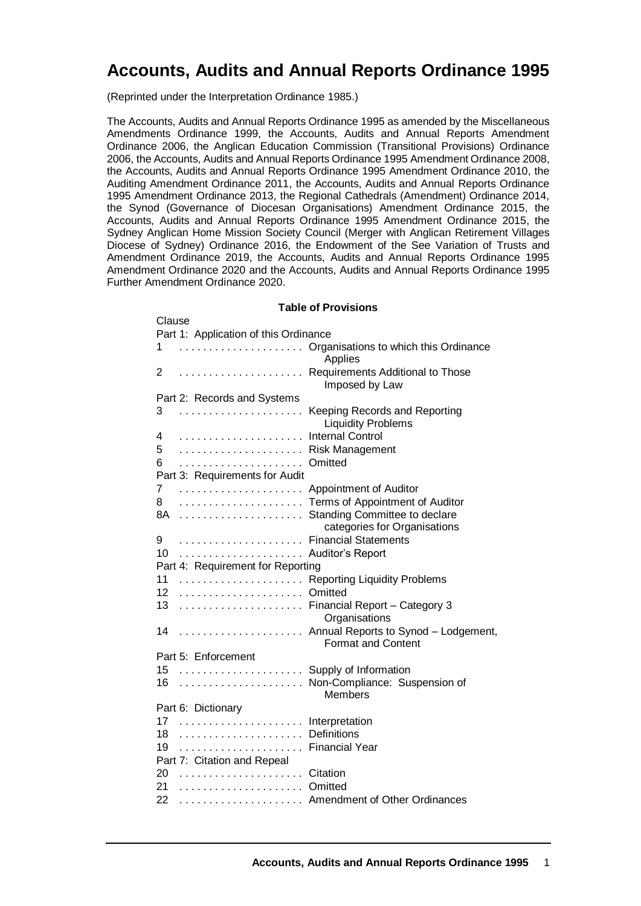# Accounts, Audits and Annual Reports Ordinance 1995

(Reprinted under the Interpretation Ordinance 1985.)

The Accounts, Audits and Annual Reports Ordinance 1995 as amended by the Miscellaneous Amendments Ordinance 1999, the Accounts, Audits and Annual Reports Amendment Ordinance 2006, the Anglican Education Commission (Transitional Provisions) Ordinance 2006, the Accounts, Audits and Annual Reports Ordinance 1995 Amendment Ordinance 2008, the Accounts, Audits and Annual Reports Ordinance 1995 Amendment Ordinance 2010, the Auditing Amendment Ordinance 2011, the Accounts, Audits and Annual Reports Ordinance 1995 Amendment Ordinance 2013, the Regional Cathedrals (Amendment) Ordinance 2014, the Synod (Governance of Diocesan Organisations) Amendment Ordinance 2015, the Accounts, Audits and Annual Reports Ordinance 1995 Amendment Ordinance 2015, the Sydney Anglican Home Mission Society Council (Merger with Anglican Retirement Villages Diocese of Sydney) Ordinance 2016, the Endowment of the See Variation of Trusts and Amendment Ordinance 2019, the Accounts, Audits and Annual Reports Ordinance 1995 Amendment Ordinance 2020 and the Accounts, Audits and Annual Reports Ordinance 1995 Further Amendment Ordinance 2020.

**Table of Provisions**

Clause

Part 1: Application of this Ordinance

| | |
|---|---|
| 1 | Organisations to which this Ordinance Applies |
| 2 | Requirements Additional to Those Imposed by Law |

Part 2: Records and Systems

| | |
|---|---|
| 3 | Keeping Records and Reporting Liquidity Problems |
| 4 | Internal Control |
| 5 | Risk Management |
| 6 | Omitted |

Part 3: Requirements for Audit

| | |
|---|---|
| 7 | Appointment of Auditor |
| 8 | Terms of Appointment of Auditor |
| 8A | Standing Committee to declare categories for Organisations |
| 9 | Financial Statements |
| 10 | Auditor's Report |

Part 4: Requirement for Reporting

| | |
|---|---|
| 11 | Reporting Liquidity Problems |
| 12 | Omitted |
| 13 | Financial Report – Category 3 Organisations |
| 14 | Annual Reports to Synod – Lodgement, Format and Content |

Part 5: Enforcement

| | |
|---|---|
| 15 | Supply of Information |
| 16 | Non-Compliance: Suspension of Members |

Part 6: Dictionary

| | |
|---|---|
| 17 | Interpretation |
| 18 | Definitions |
| 19 | Financial Year |

Part 7: Citation and Repeal

| | |
|---|---|
| 20 | Citation |
| 21 | Omitted |
| 22 | Amendment of Other Ordinances |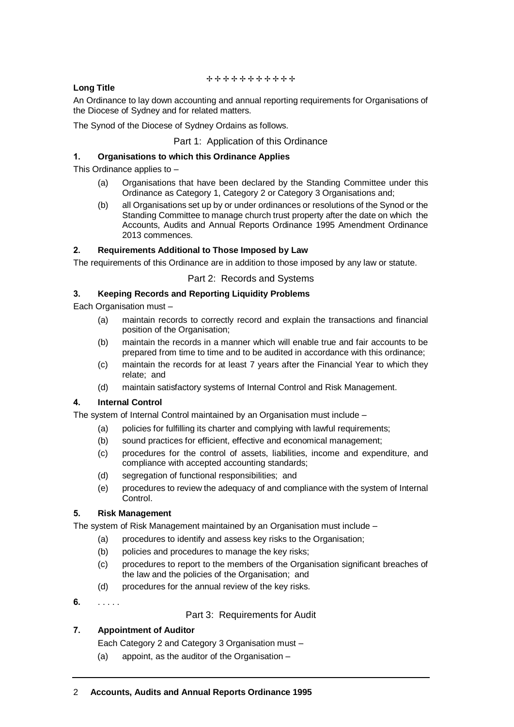✣✣✣✣✣✣✣✣✣✣✣

**Long Title**

An Ordinance to lay down accounting and annual reporting requirements for Organisations of the Diocese of Sydney and for related matters.

The Synod of the Diocese of Sydney Ordains as follows.

## Part 1: Application of this Ordinance

### 1. Organisations to which this Ordinance Applies

This Ordinance applies to –

(a) Organisations that have been declared by the Standing Committee under this Ordinance as Category 1, Category 2 or Category 3 Organisations and;

(b) all Organisations set up by or under ordinances or resolutions of the Synod or the Standing Committee to manage church trust property after the date on which the Accounts, Audits and Annual Reports Ordinance 1995 Amendment Ordinance 2013 commences.

### 2. Requirements Additional to Those Imposed by Law

The requirements of this Ordinance are in addition to those imposed by any law or statute.

## Part 2: Records and Systems

### 3. Keeping Records and Reporting Liquidity Problems

Each Organisation must –

(a) maintain records to correctly record and explain the transactions and financial position of the Organisation;

(b) maintain the records in a manner which will enable true and fair accounts to be prepared from time to time and to be audited in accordance with this ordinance;

(c) maintain the records for at least 7 years after the Financial Year to which they relate; and

(d) maintain satisfactory systems of Internal Control and Risk Management.

### 4. Internal Control

The system of Internal Control maintained by an Organisation must include –

(a) policies for fulfilling its charter and complying with lawful requirements;

(b) sound practices for efficient, effective and economical management;

(c) procedures for the control of assets, liabilities, income and expenditure, and compliance with accepted accounting standards;

(d) segregation of functional responsibilities; and

(e) procedures to review the adequacy of and compliance with the system of Internal Control.

### 5. Risk Management

The system of Risk Management maintained by an Organisation must include –

(a) procedures to identify and assess key risks to the Organisation;

(b) policies and procedures to manage the key risks;

(c) procedures to report to the members of the Organisation significant breaches of the law and the policies of the Organisation; and

(d) procedures for the annual review of the key risks.

### 6. . . . . .

## Part 3: Requirements for Audit

### 7. Appointment of Auditor

Each Category 2 and Category 3 Organisation must –

(a) appoint, as the auditor of the Organisation –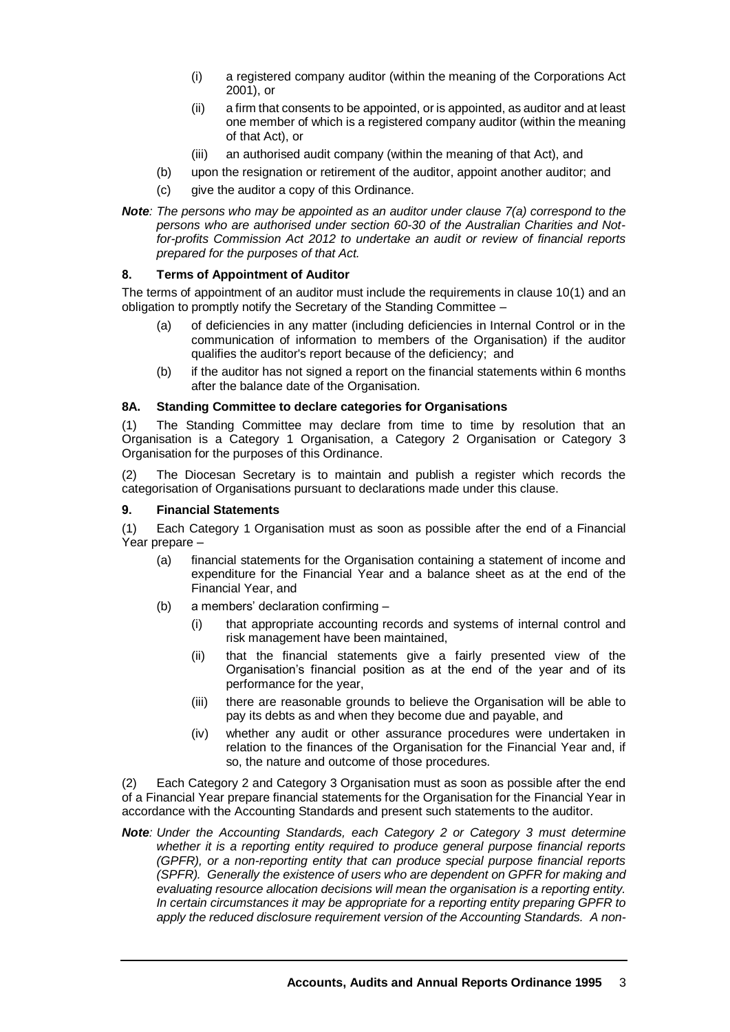- (i) a registered company auditor (within the meaning of the Corporations Act 2001), or
- (ii) a firm that consents to be appointed, or is appointed, as auditor and at least one member of which is a registered company auditor (within the meaning of that Act), or
- (iii) an authorised audit company (within the meaning of that Act), and

(b) upon the resignation or retirement of the auditor, appoint another auditor; and

(c) give the auditor a copy of this Ordinance.

***Note****: The persons who may be appointed as an auditor under clause 7(a) correspond to the persons who are authorised under section 60-30 of the Australian Charities and Not-for-profits Commission Act 2012 to undertake an audit or review of financial reports prepared for the purposes of that Act.*

### 8. Terms of Appointment of Auditor

The terms of appointment of an auditor must include the requirements in clause 10(1) and an obligation to promptly notify the Secretary of the Standing Committee –

(a) of deficiencies in any matter (including deficiencies in Internal Control or in the communication of information to members of the Organisation) if the auditor qualifies the auditor's report because of the deficiency; and

(b) if the auditor has not signed a report on the financial statements within 6 months after the balance date of the Organisation.

### 8A. Standing Committee to declare categories for Organisations

(1) The Standing Committee may declare from time to time by resolution that an Organisation is a Category 1 Organisation, a Category 2 Organisation or Category 3 Organisation for the purposes of this Ordinance.

(2) The Diocesan Secretary is to maintain and publish a register which records the categorisation of Organisations pursuant to declarations made under this clause.

### 9. Financial Statements

(1) Each Category 1 Organisation must as soon as possible after the end of a Financial Year prepare –

(a) financial statements for the Organisation containing a statement of income and expenditure for the Financial Year and a balance sheet as at the end of the Financial Year, and

(b) a members' declaration confirming –

- (i) that appropriate accounting records and systems of internal control and risk management have been maintained,
- (ii) that the financial statements give a fairly presented view of the Organisation's financial position as at the end of the year and of its performance for the year,
- (iii) there are reasonable grounds to believe the Organisation will be able to pay its debts as and when they become due and payable, and
- (iv) whether any audit or other assurance procedures were undertaken in relation to the finances of the Organisation for the Financial Year and, if so, the nature and outcome of those procedures.

(2) Each Category 2 and Category 3 Organisation must as soon as possible after the end of a Financial Year prepare financial statements for the Organisation for the Financial Year in accordance with the Accounting Standards and present such statements to the auditor.

***Note****: Under the Accounting Standards, each Category 2 or Category 3 must determine whether it is a reporting entity required to produce general purpose financial reports (GPFR), or a non-reporting entity that can produce special purpose financial reports (SPFR). Generally the existence of users who are dependent on GPFR for making and evaluating resource allocation decisions will mean the organisation is a reporting entity. In certain circumstances it may be appropriate for a reporting entity preparing GPFR to apply the reduced disclosure requirement version of the Accounting Standards. A non-*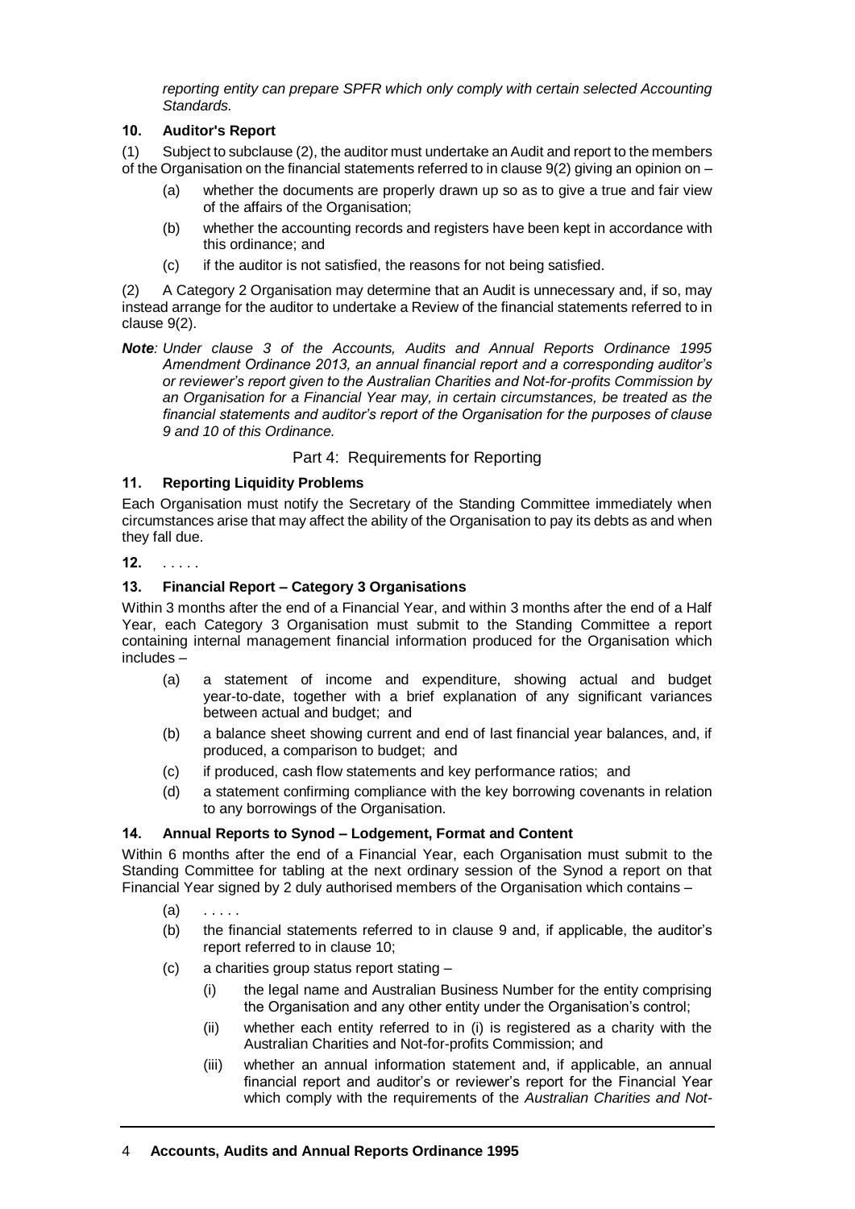*reporting entity can prepare SPFR which only comply with certain selected Accounting Standards.*

### 10. Auditor's Report

(1) Subject to subclause (2), the auditor must undertake an Audit and report to the members of the Organisation on the financial statements referred to in clause 9(2) giving an opinion on –

- (a) whether the documents are properly drawn up so as to give a true and fair view of the affairs of the Organisation;
- (b) whether the accounting records and registers have been kept in accordance with this ordinance; and
- (c) if the auditor is not satisfied, the reasons for not being satisfied.

(2) A Category 2 Organisation may determine that an Audit is unnecessary and, if so, may instead arrange for the auditor to undertake a Review of the financial statements referred to in clause 9(2).

***Note**: Under clause 3 of the Accounts, Audits and Annual Reports Ordinance 1995 Amendment Ordinance 2013, an annual financial report and a corresponding auditor's or reviewer's report given to the Australian Charities and Not-for-profits Commission by an Organisation for a Financial Year may, in certain circumstances, be treated as the financial statements and auditor's report of the Organisation for the purposes of clause 9 and 10 of this Ordinance.*

## Part 4: Requirements for Reporting

### 11. Reporting Liquidity Problems

Each Organisation must notify the Secretary of the Standing Committee immediately when circumstances arise that may affect the ability of the Organisation to pay its debts as and when they fall due.

### 12. . . . . .

### 13. Financial Report – Category 3 Organisations

Within 3 months after the end of a Financial Year, and within 3 months after the end of a Half Year, each Category 3 Organisation must submit to the Standing Committee a report containing internal management financial information produced for the Organisation which includes –

- (a) a statement of income and expenditure, showing actual and budget year-to-date, together with a brief explanation of any significant variances between actual and budget; and
- (b) a balance sheet showing current and end of last financial year balances, and, if produced, a comparison to budget; and
- (c) if produced, cash flow statements and key performance ratios; and
- (d) a statement confirming compliance with the key borrowing covenants in relation to any borrowings of the Organisation.

### 14. Annual Reports to Synod – Lodgement, Format and Content

Within 6 months after the end of a Financial Year, each Organisation must submit to the Standing Committee for tabling at the next ordinary session of the Synod a report on that Financial Year signed by 2 duly authorised members of the Organisation which contains –

- (a) . . . . .
- (b) the financial statements referred to in clause 9 and, if applicable, the auditor's report referred to in clause 10;
- (c) a charities group status report stating –
  - (i) the legal name and Australian Business Number for the entity comprising the Organisation and any other entity under the Organisation's control;
  - (ii) whether each entity referred to in (i) is registered as a charity with the Australian Charities and Not-for-profits Commission; and
  - (iii) whether an annual information statement and, if applicable, an annual financial report and auditor's or reviewer's report for the Financial Year which comply with the requirements of the *Australian Charities and Not-*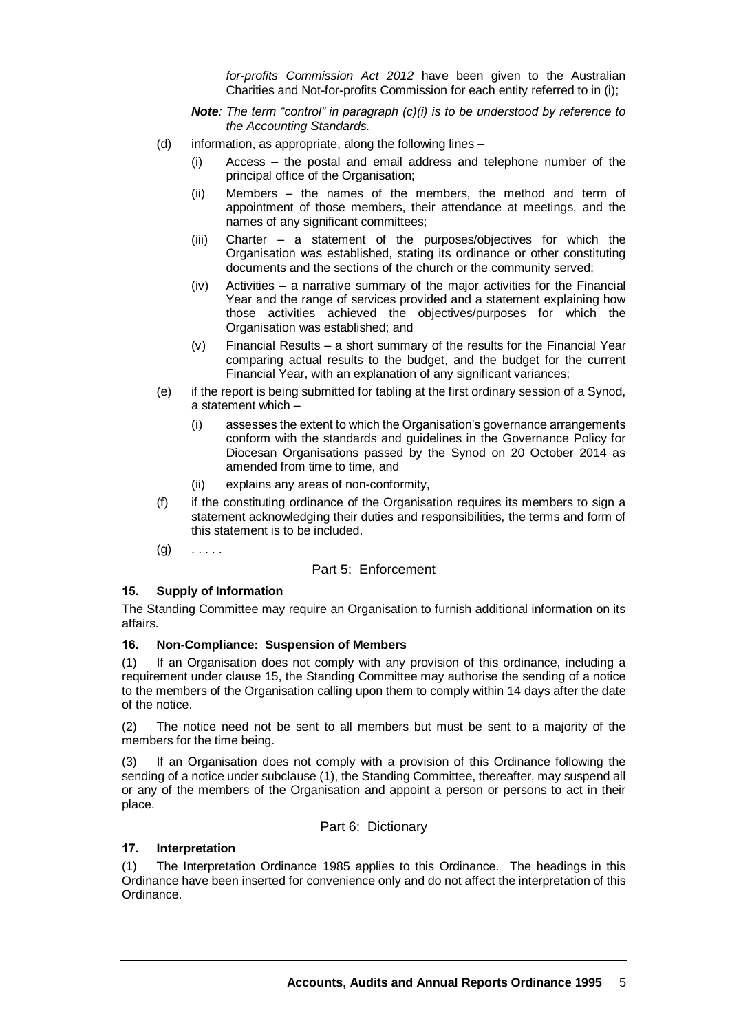*for-profits Commission Act 2012* have been given to the Australian Charities and Not-for-profits Commission for each entity referred to in (i);

***Note**: The term "control" in paragraph (c)(i) is to be understood by reference to the Accounting Standards.*

(d) information, as appropriate, along the following lines –

   (i) Access – the postal and email address and telephone number of the principal office of the Organisation;

   (ii) Members – the names of the members, the method and term of appointment of those members, their attendance at meetings, and the names of any significant committees;

   (iii) Charter – a statement of the purposes/objectives for which the Organisation was established, stating its ordinance or other constituting documents and the sections of the church or the community served;

   (iv) Activities – a narrative summary of the major activities for the Financial Year and the range of services provided and a statement explaining how those activities achieved the objectives/purposes for which the Organisation was established; and

   (v) Financial Results – a short summary of the results for the Financial Year comparing actual results to the budget, and the budget for the current Financial Year, with an explanation of any significant variances;

(e) if the report is being submitted for tabling at the first ordinary session of a Synod, a statement which –

   (i) assesses the extent to which the Organisation's governance arrangements conform with the standards and guidelines in the Governance Policy for Diocesan Organisations passed by the Synod on 20 October 2014 as amended from time to time, and

   (ii) explains any areas of non-conformity,

(f) if the constituting ordinance of the Organisation requires its members to sign a statement acknowledging their duties and responsibilities, the terms and form of this statement is to be included.

(g) . . . . .

## Part 5: Enforcement

### 15. Supply of Information

The Standing Committee may require an Organisation to furnish additional information on its affairs.

### 16. Non-Compliance: Suspension of Members

(1) If an Organisation does not comply with any provision of this ordinance, including a requirement under clause 15, the Standing Committee may authorise the sending of a notice to the members of the Organisation calling upon them to comply within 14 days after the date of the notice.

(2) The notice need not be sent to all members but must be sent to a majority of the members for the time being.

(3) If an Organisation does not comply with a provision of this Ordinance following the sending of a notice under subclause (1), the Standing Committee, thereafter, may suspend all or any of the members of the Organisation and appoint a person or persons to act in their place.

## Part 6: Dictionary

### 17. Interpretation

(1) The Interpretation Ordinance 1985 applies to this Ordinance. The headings in this Ordinance have been inserted for convenience only and do not affect the interpretation of this Ordinance.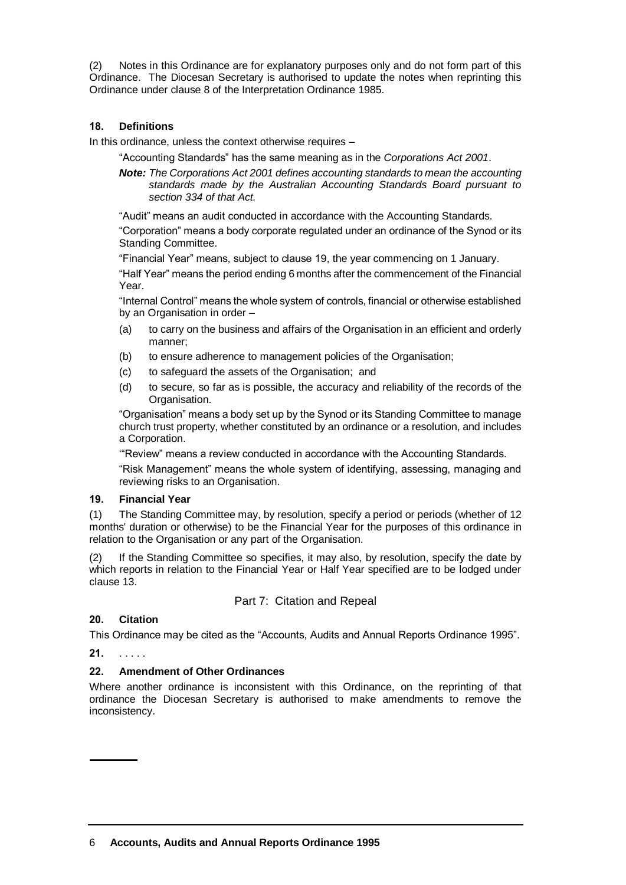(2) Notes in this Ordinance are for explanatory purposes only and do not form part of this Ordinance. The Diocesan Secretary is authorised to update the notes when reprinting this Ordinance under clause 8 of the Interpretation Ordinance 1985.

### 18. Definitions

In this ordinance, unless the context otherwise requires –

"Accounting Standards" has the same meaning as in the *Corporations Act 2001*.

***Note:*** *The Corporations Act 2001 defines accounting standards to mean the accounting standards made by the Australian Accounting Standards Board pursuant to section 334 of that Act.*

"Audit" means an audit conducted in accordance with the Accounting Standards.

"Corporation" means a body corporate regulated under an ordinance of the Synod or its Standing Committee.

"Financial Year" means, subject to clause 19, the year commencing on 1 January.

"Half Year" means the period ending 6 months after the commencement of the Financial Year.

"Internal Control" means the whole system of controls, financial or otherwise established by an Organisation in order –

(a) to carry on the business and affairs of the Organisation in an efficient and orderly manner;

(b) to ensure adherence to management policies of the Organisation;

(c) to safeguard the assets of the Organisation; and

(d) to secure, so far as is possible, the accuracy and reliability of the records of the Organisation.

"Organisation" means a body set up by the Synod or its Standing Committee to manage church trust property, whether constituted by an ordinance or a resolution, and includes a Corporation.

'"Review" means a review conducted in accordance with the Accounting Standards.

"Risk Management" means the whole system of identifying, assessing, managing and reviewing risks to an Organisation.

### 19. Financial Year

(1) The Standing Committee may, by resolution, specify a period or periods (whether of 12 months' duration or otherwise) to be the Financial Year for the purposes of this ordinance in relation to the Organisation or any part of the Organisation.

(2) If the Standing Committee so specifies, it may also, by resolution, specify the date by which reports in relation to the Financial Year or Half Year specified are to be lodged under clause 13.

## Part 7: Citation and Repeal

### 20. Citation

This Ordinance may be cited as the "Accounts, Audits and Annual Reports Ordinance 1995".

**21.** . . . . .

### 22. Amendment of Other Ordinances

Where another ordinance is inconsistent with this Ordinance, on the reprinting of that ordinance the Diocesan Secretary is authorised to make amendments to remove the inconsistency.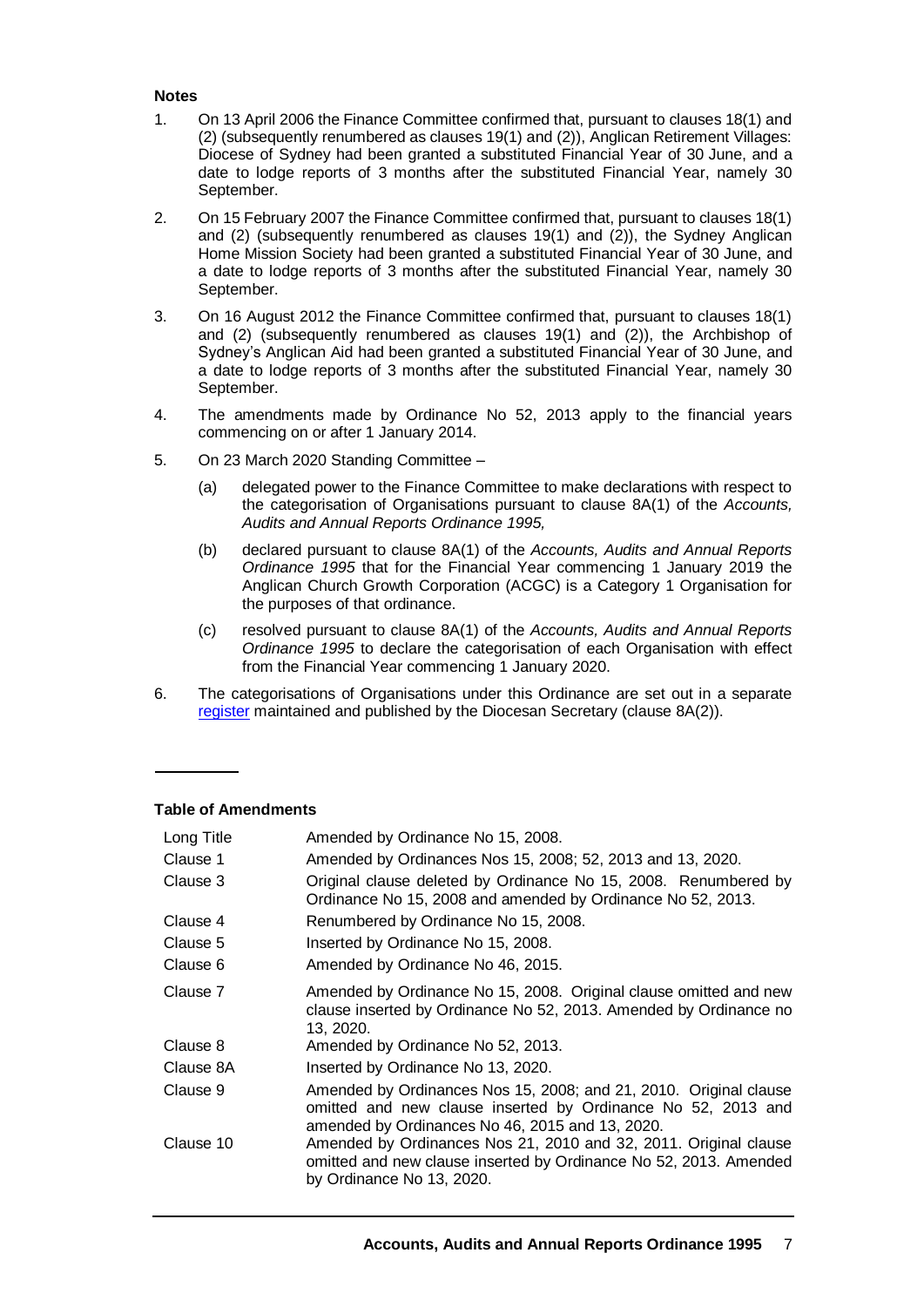**Notes**

1. On 13 April 2006 the Finance Committee confirmed that, pursuant to clauses 18(1) and (2) (subsequently renumbered as clauses 19(1) and (2)), Anglican Retirement Villages: Diocese of Sydney had been granted a substituted Financial Year of 30 June, and a date to lodge reports of 3 months after the substituted Financial Year, namely 30 September.
2. On 15 February 2007 the Finance Committee confirmed that, pursuant to clauses 18(1) and (2) (subsequently renumbered as clauses 19(1) and (2)), the Sydney Anglican Home Mission Society had been granted a substituted Financial Year of 30 June, and a date to lodge reports of 3 months after the substituted Financial Year, namely 30 September.
3. On 16 August 2012 the Finance Committee confirmed that, pursuant to clauses 18(1) and (2) (subsequently renumbered as clauses 19(1) and (2)), the Archbishop of Sydney's Anglican Aid had been granted a substituted Financial Year of 30 June, and a date to lodge reports of 3 months after the substituted Financial Year, namely 30 September.
4. The amendments made by Ordinance No 52, 2013 apply to the financial years commencing on or after 1 January 2014.
5. On 23 March 2020 Standing Committee –
   (a) delegated power to the Finance Committee to make declarations with respect to the categorisation of Organisations pursuant to clause 8A(1) of the *Accounts, Audits and Annual Reports Ordinance 1995,*
   (b) declared pursuant to clause 8A(1) of the *Accounts, Audits and Annual Reports Ordinance 1995* that for the Financial Year commencing 1 January 2019 the Anglican Church Growth Corporation (ACGC) is a Category 1 Organisation for the purposes of that ordinance.
   (c) resolved pursuant to clause 8A(1) of the *Accounts, Audits and Annual Reports Ordinance 1995* to declare the categorisation of each Organisation with effect from the Financial Year commencing 1 January 2020.
6. The categorisations of Organisations under this Ordinance are set out in a separate register maintained and published by the Diocesan Secretary (clause 8A(2)).

---

**Table of Amendments**

| | |
|---|---|
| Long Title | Amended by Ordinance No 15, 2008. |
| Clause 1 | Amended by Ordinances Nos 15, 2008; 52, 2013 and 13, 2020. |
| Clause 3 | Original clause deleted by Ordinance No 15, 2008. Renumbered by Ordinance No 15, 2008 and amended by Ordinance No 52, 2013. |
| Clause 4 | Renumbered by Ordinance No 15, 2008. |
| Clause 5 | Inserted by Ordinance No 15, 2008. |
| Clause 6 | Amended by Ordinance No 46, 2015. |
| Clause 7 | Amended by Ordinance No 15, 2008. Original clause omitted and new clause inserted by Ordinance No 52, 2013. Amended by Ordinance no 13, 2020. |
| Clause 8 | Amended by Ordinance No 52, 2013. |
| Clause 8A | Inserted by Ordinance No 13, 2020. |
| Clause 9 | Amended by Ordinances Nos 15, 2008; and 21, 2010. Original clause omitted and new clause inserted by Ordinance No 52, 2013 and amended by Ordinances No 46, 2015 and 13, 2020. |
| Clause 10 | Amended by Ordinances Nos 21, 2010 and 32, 2011. Original clause omitted and new clause inserted by Ordinance No 52, 2013. Amended by Ordinance No 13, 2020. |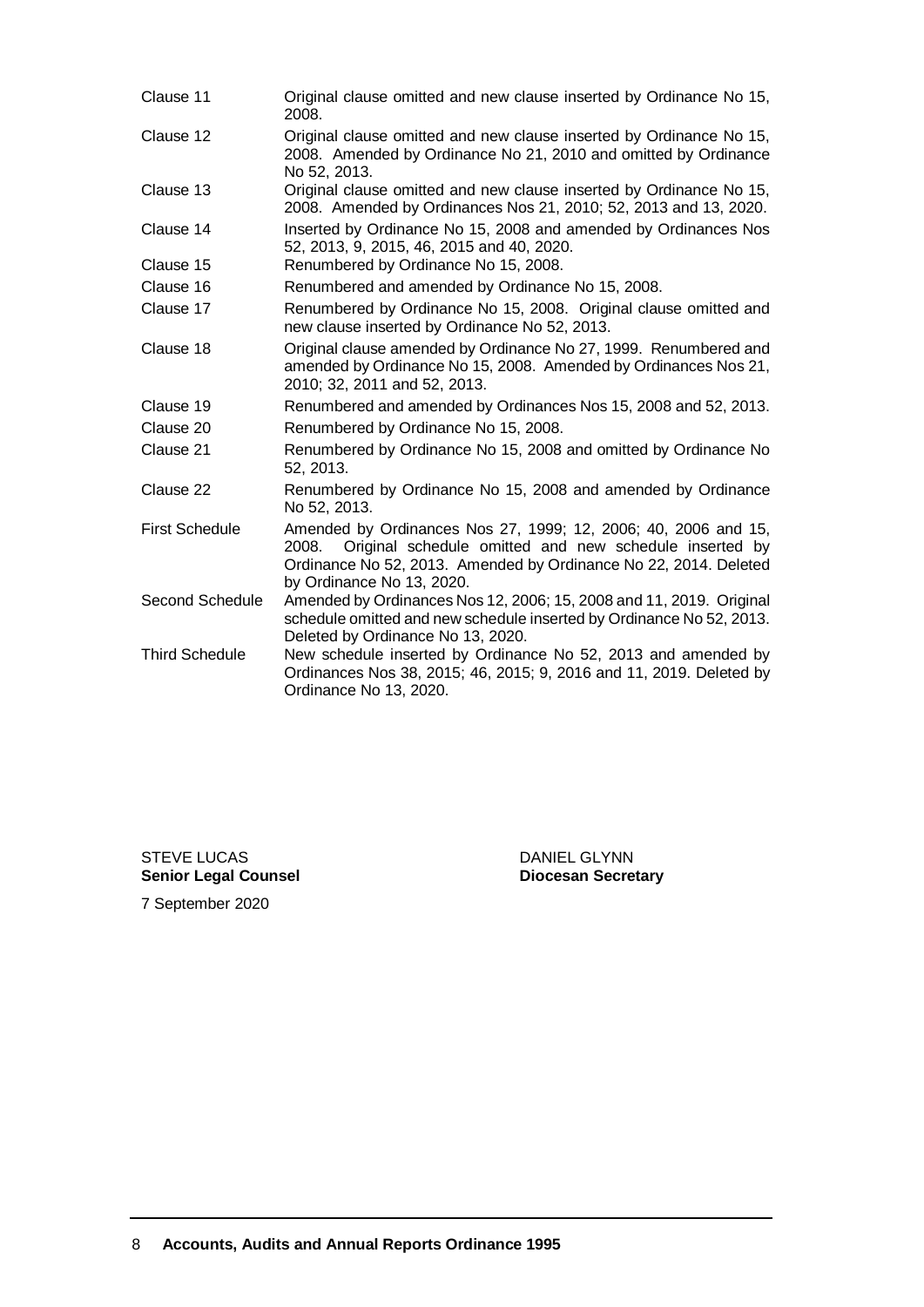| | |
|---|---|
| Clause 11 | Original clause omitted and new clause inserted by Ordinance No 15, 2008. |
| Clause 12 | Original clause omitted and new clause inserted by Ordinance No 15, 2008. Amended by Ordinance No 21, 2010 and omitted by Ordinance No 52, 2013. |
| Clause 13 | Original clause omitted and new clause inserted by Ordinance No 15, 2008. Amended by Ordinances Nos 21, 2010; 52, 2013 and 13, 2020. |
| Clause 14 | Inserted by Ordinance No 15, 2008 and amended by Ordinances Nos 52, 2013, 9, 2015, 46, 2015 and 40, 2020. |
| Clause 15 | Renumbered by Ordinance No 15, 2008. |
| Clause 16 | Renumbered and amended by Ordinance No 15, 2008. |
| Clause 17 | Renumbered by Ordinance No 15, 2008. Original clause omitted and new clause inserted by Ordinance No 52, 2013. |
| Clause 18 | Original clause amended by Ordinance No 27, 1999. Renumbered and amended by Ordinance No 15, 2008. Amended by Ordinances Nos 21, 2010; 32, 2011 and 52, 2013. |
| Clause 19 | Renumbered and amended by Ordinances Nos 15, 2008 and 52, 2013. |
| Clause 20 | Renumbered by Ordinance No 15, 2008. |
| Clause 21 | Renumbered by Ordinance No 15, 2008 and omitted by Ordinance No 52, 2013. |
| Clause 22 | Renumbered by Ordinance No 15, 2008 and amended by Ordinance No 52, 2013. |
| First Schedule | Amended by Ordinances Nos 27, 1999; 12, 2006; 40, 2006 and 15, 2008. Original schedule omitted and new schedule inserted by Ordinance No 52, 2013. Amended by Ordinance No 22, 2014. Deleted by Ordinance No 13, 2020. |
| Second Schedule | Amended by Ordinances Nos 12, 2006; 15, 2008 and 11, 2019. Original schedule omitted and new schedule inserted by Ordinance No 52, 2013. Deleted by Ordinance No 13, 2020. |
| Third Schedule | New schedule inserted by Ordinance No 52, 2013 and amended by Ordinances Nos 38, 2015; 46, 2015; 9, 2016 and 11, 2019. Deleted by Ordinance No 13, 2020. |

STEVE LUCAS
**Senior Legal Counsel**

DANIEL GLYNN
**Diocesan Secretary**

7 September 2020